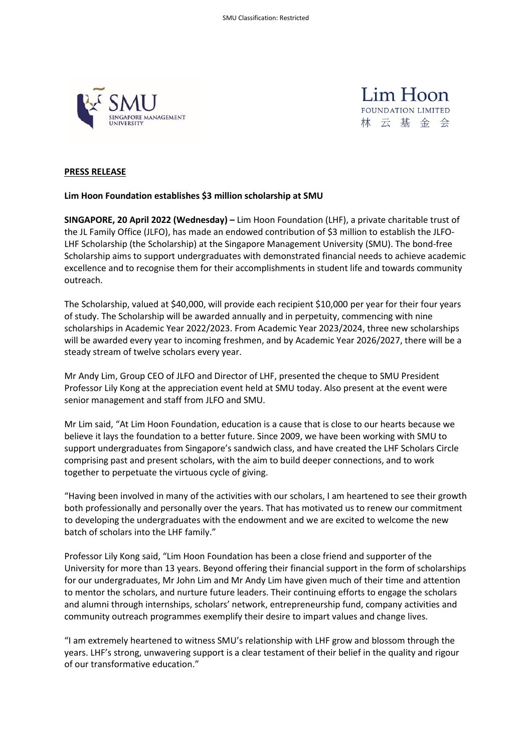**PRESS RELEASE**

**Lim Hoon Foundation establishes $3 million scholarship at SMU**

**SINGAPORE, 20 April 2022 (Wednesday) –** Lim Hoon Foundation (LHF), a private charitable trust of the JL Family Office (JLFO), has made an endowed contribution of $3 million to establish the JLFO-LHF Scholarship (the Scholarship) at the Singapore Management University (SMU). The bond-free Scholarship aims to support undergraduates with demonstrated financial needs to achieve academic excellence and to recognise them for their accomplishments in student life and towards community outreach.

The Scholarship, valued at $40,000, will provide each recipient $10,000 per year for their four years of study. The Scholarship will be awarded annually and in perpetuity, commencing with nine scholarships in Academic Year 2022/2023. From Academic Year 2023/2024, three new scholarships will be awarded every year to incoming freshmen, and by Academic Year 2026/2027, there will be a steady stream of twelve scholars every year.

Mr Andy Lim, Group CEO of JLFO and Director of LHF, presented the cheque to SMU President Professor Lily Kong at the appreciation event held at SMU today. Also present at the event were senior management and staff from JLFO and SMU.

Mr Lim said, "At Lim Hoon Foundation, education is a cause that is close to our hearts because we believe it lays the foundation to a better future. Since 2009, we have been working with SMU to support undergraduates from Singapore's sandwich class, and have created the LHF Scholars Circle comprising past and present scholars, with the aim to build deeper connections, and to work together to perpetuate the virtuous cycle of giving.

"Having been involved in many of the activities with our scholars, I am heartened to see their growth both professionally and personally over the years. That has motivated us to renew our commitment to developing the undergraduates with the endowment and we are excited to welcome the new batch of scholars into the LHF family."

Professor Lily Kong said, "Lim Hoon Foundation has been a close friend and supporter of the University for more than 13 years. Beyond offering their financial support in the form of scholarships for our undergraduates, Mr John Lim and Mr Andy Lim have given much of their time and attention to mentor the scholars, and nurture future leaders. Their continuing efforts to engage the scholars and alumni through internships, scholars' network, entrepreneurship fund, company activities and community outreach programmes exemplify their desire to impart values and change lives.

"I am extremely heartened to witness SMU's relationship with LHF grow and blossom through the years. LHF's strong, unwavering support is a clear testament of their belief in the quality and rigour of our transformative education."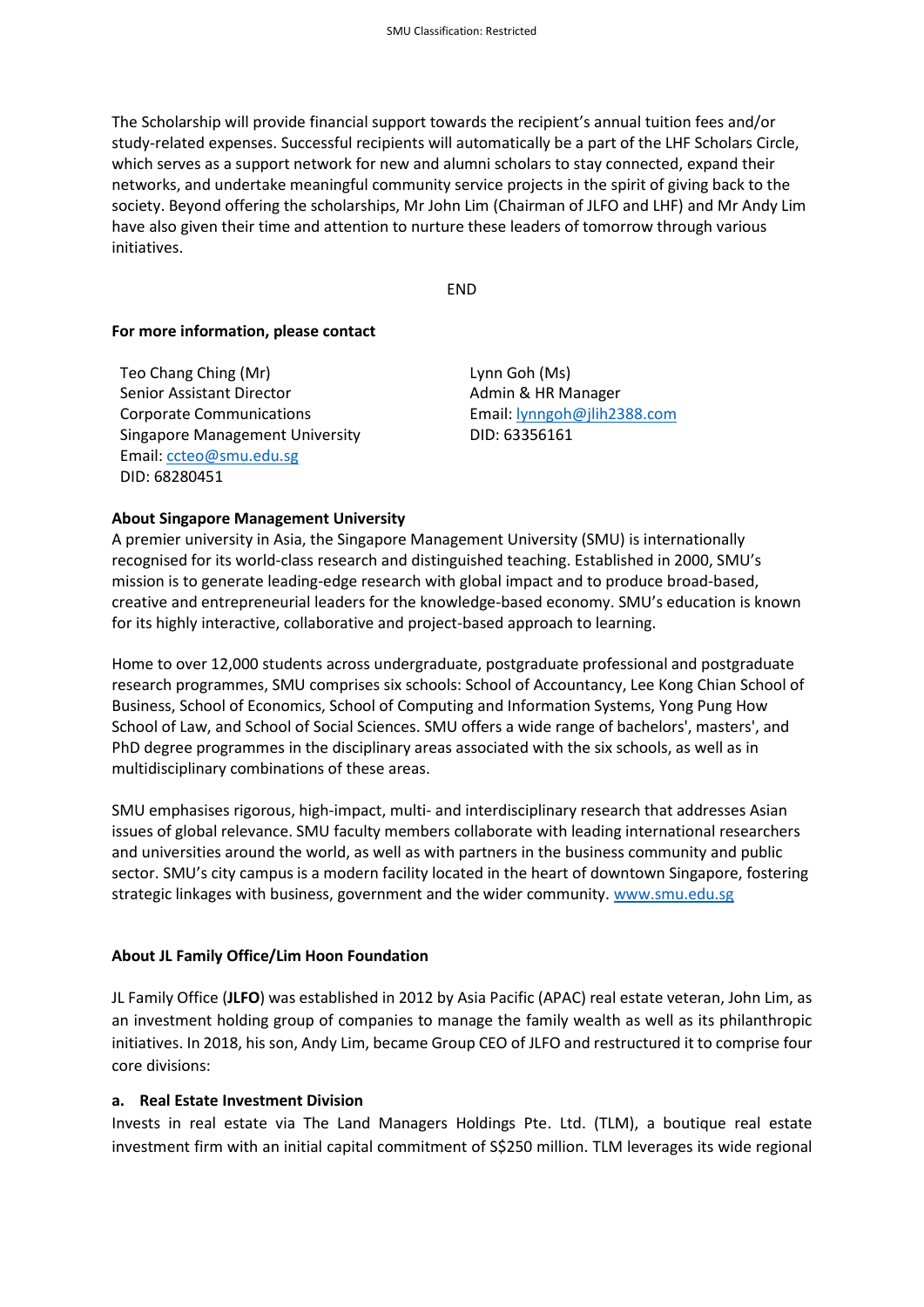The Scholarship will provide financial support towards the recipient's annual tuition fees and/or study-related expenses. Successful recipients will automatically be a part of the LHF Scholars Circle, which serves as a support network for new and alumni scholars to stay connected, expand their networks, and undertake meaningful community service projects in the spirit of giving back to the society. Beyond offering the scholarships, Mr John Lim (Chairman of JLFO and LHF) and Mr Andy Lim have also given their time and attention to nurture these leaders of tomorrow through various initiatives.

END

**For more information, please contact**

Teo Chang Ching (Mr)
Senior Assistant Director
Corporate Communications
Singapore Management University
Email: ccteo@smu.edu.sg
DID: 68280451

Lynn Goh (Ms)
Admin & HR Manager
Email: lynngoh@jlih2388.com
DID: 63356161

**About Singapore Management University**

A premier university in Asia, the Singapore Management University (SMU) is internationally recognised for its world-class research and distinguished teaching. Established in 2000, SMU's mission is to generate leading-edge research with global impact and to produce broad-based, creative and entrepreneurial leaders for the knowledge-based economy. SMU's education is known for its highly interactive, collaborative and project-based approach to learning.

Home to over 12,000 students across undergraduate, postgraduate professional and postgraduate research programmes, SMU comprises six schools: School of Accountancy, Lee Kong Chian School of Business, School of Economics, School of Computing and Information Systems, Yong Pung How School of Law, and School of Social Sciences. SMU offers a wide range of bachelors', masters', and PhD degree programmes in the disciplinary areas associated with the six schools, as well as in multidisciplinary combinations of these areas.

SMU emphasises rigorous, high-impact, multi- and interdisciplinary research that addresses Asian issues of global relevance. SMU faculty members collaborate with leading international researchers and universities around the world, as well as with partners in the business community and public sector. SMU's city campus is a modern facility located in the heart of downtown Singapore, fostering strategic linkages with business, government and the wider community. www.smu.edu.sg

**About JL Family Office/Lim Hoon Foundation**

JL Family Office (**JLFO**) was established in 2012 by Asia Pacific (APAC) real estate veteran, John Lim, as an investment holding group of companies to manage the family wealth as well as its philanthropic initiatives. In 2018, his son, Andy Lim, became Group CEO of JLFO and restructured it to comprise four core divisions:

**a. Real Estate Investment Division**

Invests in real estate via The Land Managers Holdings Pte. Ltd. (TLM), a boutique real estate investment firm with an initial capital commitment of S$250 million. TLM leverages its wide regional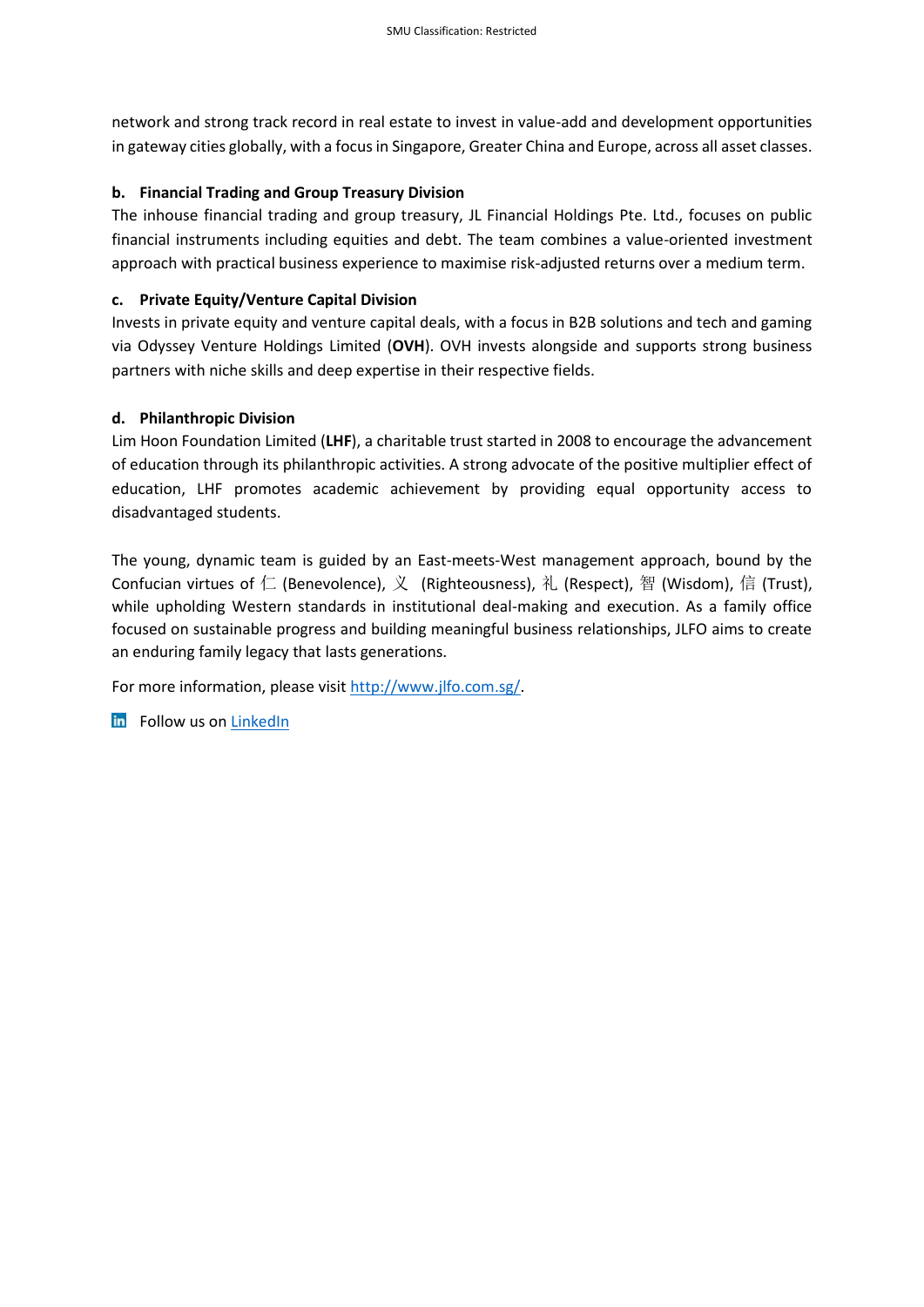network and strong track record in real estate to invest in value-add and development opportunities in gateway cities globally, with a focus in Singapore, Greater China and Europe, across all asset classes.

**b. Financial Trading and Group Treasury Division**

The inhouse financial trading and group treasury, JL Financial Holdings Pte. Ltd., focuses on public financial instruments including equities and debt. The team combines a value-oriented investment approach with practical business experience to maximise risk-adjusted returns over a medium term.

**c. Private Equity/Venture Capital Division**

Invests in private equity and venture capital deals, with a focus in B2B solutions and tech and gaming via Odyssey Venture Holdings Limited (**OVH**). OVH invests alongside and supports strong business partners with niche skills and deep expertise in their respective fields.

**d. Philanthropic Division**

Lim Hoon Foundation Limited (**LHF**), a charitable trust started in 2008 to encourage the advancement of education through its philanthropic activities. A strong advocate of the positive multiplier effect of education, LHF promotes academic achievement by providing equal opportunity access to disadvantaged students.

The young, dynamic team is guided by an East-meets-West management approach, bound by the Confucian virtues of 仁 (Benevolence), 义 (Righteousness), 礼 (Respect), 智 (Wisdom), 信 (Trust), while upholding Western standards in institutional deal-making and execution. As a family office focused on sustainable progress and building meaningful business relationships, JLFO aims to create an enduring family legacy that lasts generations.

For more information, please visit http://www.jlfo.com.sg/.

Follow us on LinkedIn